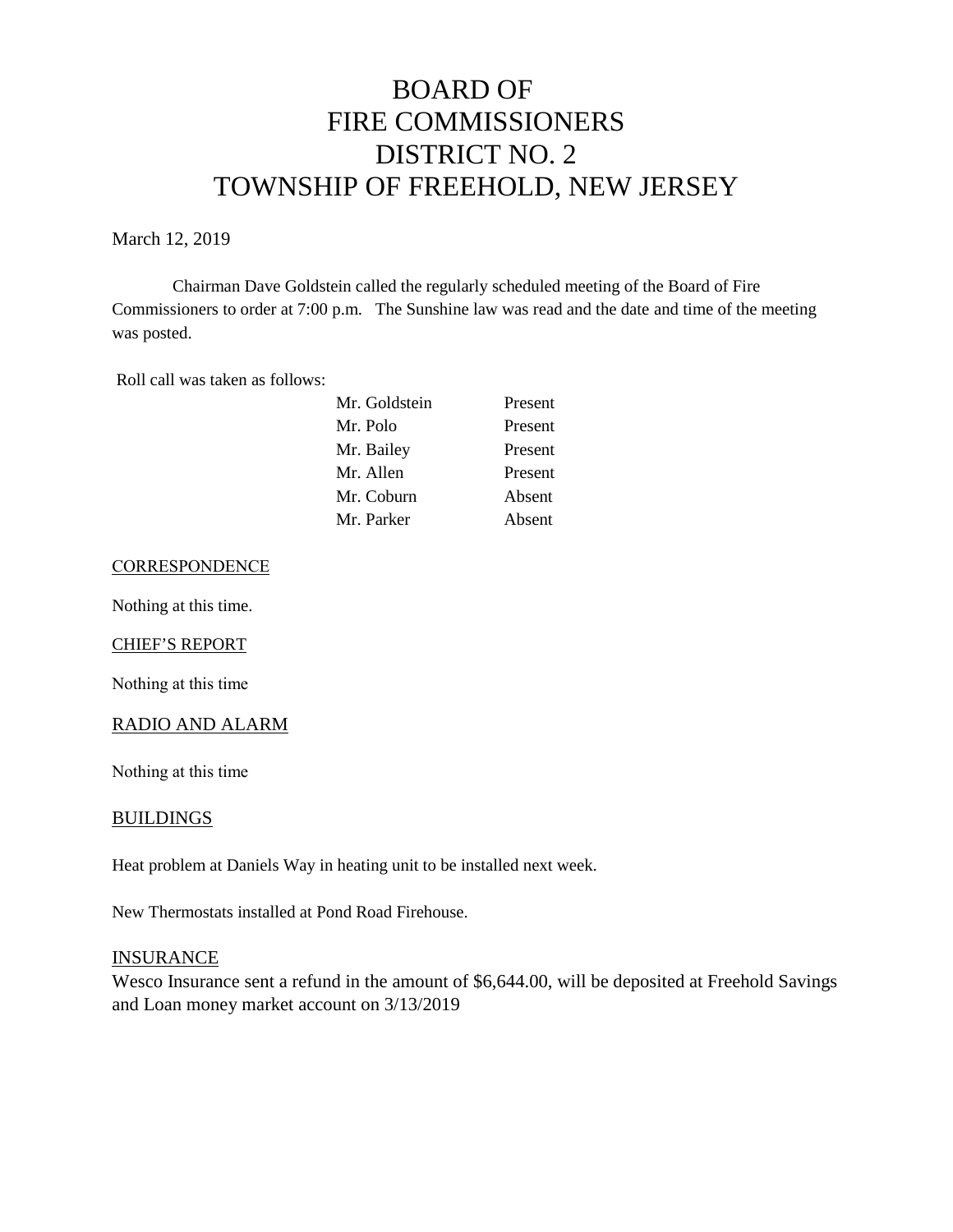# BOARD OF FIRE COMMISSIONERS DISTRICT NO. 2 TOWNSHIP OF FREEHOLD, NEW JERSEY

March 12, 2019

Chairman Dave Goldstein called the regularly scheduled meeting of the Board of Fire Commissioners to order at 7:00 p.m. The Sunshine law was read and the date and time of the meeting was posted.

Roll call was taken as follows:

| | |
|---|---|
| Mr. Goldstein | Present |
| Mr. Polo | Present |
| Mr. Bailey | Present |
| Mr. Allen | Present |
| Mr. Coburn | Absent |
| Mr. Parker | Absent |

## CORRESPONDENCE

Nothing at this time.

## CHIEF'S REPORT

Nothing at this time

## RADIO AND ALARM

Nothing at this time

## BUILDINGS

Heat problem at Daniels Way in heating unit to be installed next week.

New Thermostats installed at Pond Road Firehouse.

## INSURANCE

Wesco Insurance sent a refund in the amount of $6,644.00, will be deposited at Freehold Savings and Loan money market account on 3/13/2019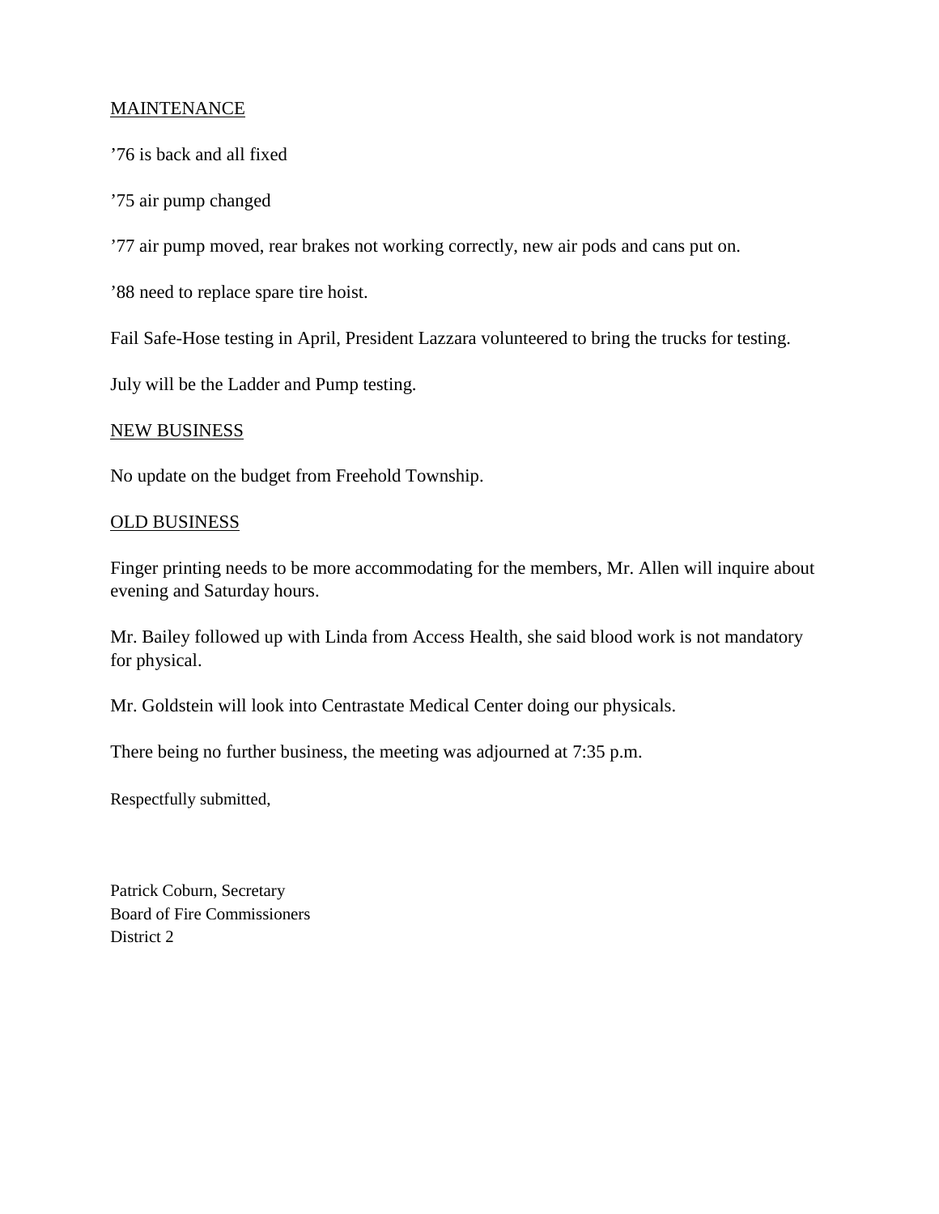## MAINTENANCE

’76 is back and all fixed

’75 air pump changed

’77 air pump moved, rear brakes not working correctly, new air pods and cans put on.

’88 need to replace spare tire hoist.

Fail Safe-Hose testing in April, President Lazzara volunteered to bring the trucks for testing.

July will be the Ladder and Pump testing.

## NEW BUSINESS

No update on the budget from Freehold Township.

## OLD BUSINESS

Finger printing needs to be more accommodating for the members, Mr. Allen will inquire about evening and Saturday hours.

Mr. Bailey followed up with Linda from Access Health, she said blood work is not mandatory for physical.

Mr. Goldstein will look into Centrastate Medical Center doing our physicals.

There being no further business, the meeting was adjourned at 7:35 p.m.

Respectfully submitted,

Patrick Coburn, Secretary
Board of Fire Commissioners
District 2